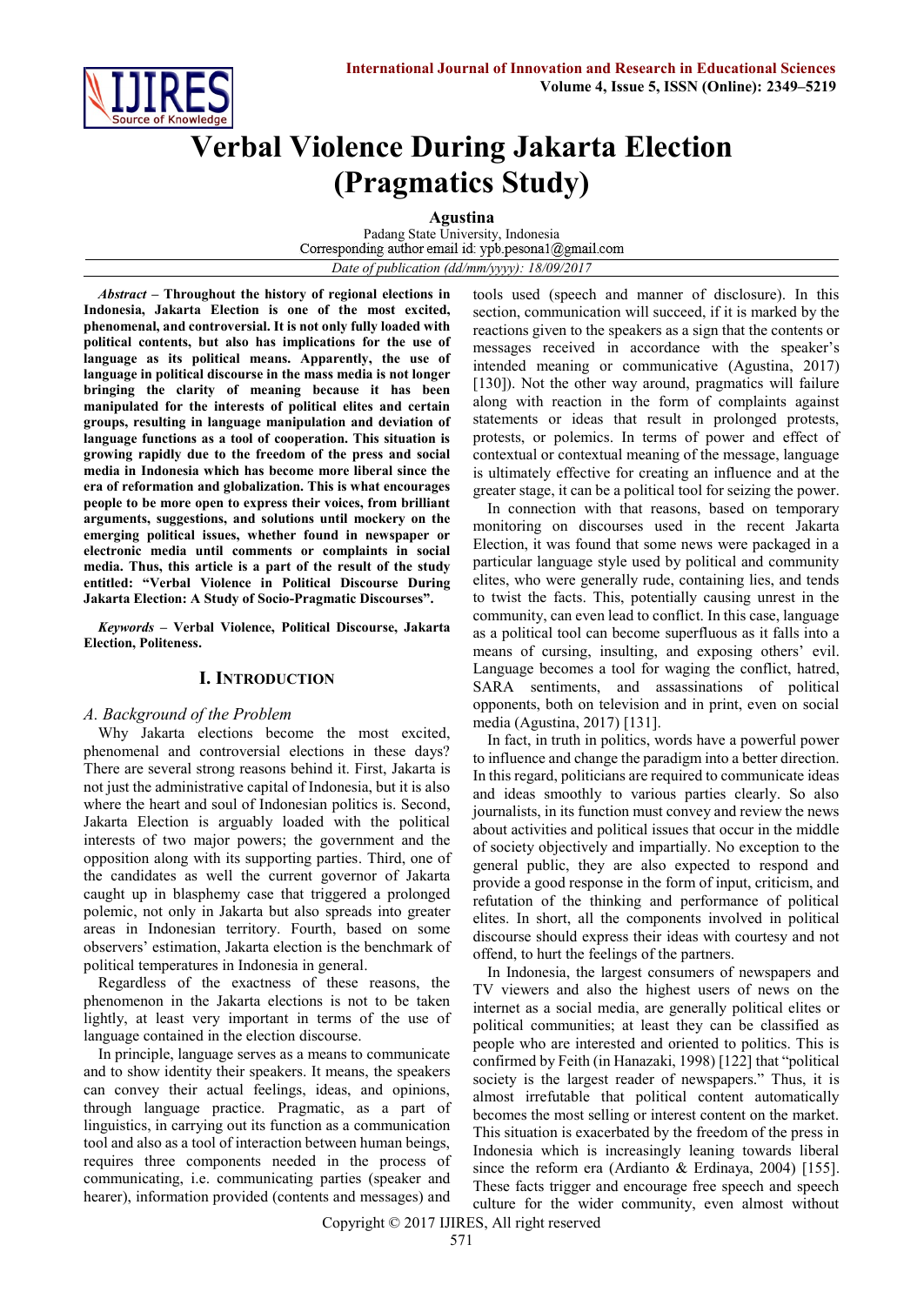# Verbal Violence During Jakarta Election (Pragmatics Study)

**Agustina**

Padang State University, Indonesia

Corresponding author email id: ypb.pesona1@gmail.com

*Date of publication (dd/mm/yyyy): 18/09/2017*

***Abstract*** **– Throughout the history of regional elections in Indonesia, Jakarta Election is one of the most excited, phenomenal, and controversial. It is not only fully loaded with political contents, but also has implications for the use of language as its political means. Apparently, the use of language in political discourse in the mass media is not longer bringing the clarity of meaning because it has been manipulated for the interests of political elites and certain groups, resulting in language manipulation and deviation of language functions as a tool of cooperation. This situation is growing rapidly due to the freedom of the press and social media in Indonesia which has become more liberal since the era of reformation and globalization. This is what encourages people to be more open to express their voices, from brilliant arguments, suggestions, and solutions until mockery on the emerging political issues, whether found in newspaper or electronic media until comments or complaints in social media. Thus, this article is a part of the study entitled: "Verbal Violence in Political Discourse During Jakarta Election: A Study of Socio-Pragmatic Discourses".**

***Keywords*** **– Verbal Violence, Political Discourse, Jakarta Election, Politeness.**

## I. Introduction

### *A. Background of the Problem*

Why Jakarta elections become the most excited, phenomenal and controversial elections in these days? There are several strong reasons behind it. First, Jakarta is not just the administrative capital of Indonesia, but it is also where the heart and soul of Indonesian politics is. Second, Jakarta Election is arguably loaded with the political interests of two major powers; the government and the opposition along with its supporting parties. Third, one of the candidates as well the current governor of Jakarta caught up in blasphemy case that triggered a prolonged polemic, not only in Jakarta but also spreads into greater areas in Indonesian territory. Fourth, based on some observers' estimation, Jakarta election is the benchmark of political temperatures in Indonesia in general.

Regardless of the exactness of these reasons, the phenomenon in the Jakarta elections is not to be taken lightly, at least very important in terms of the use of language contained in the election discourse.

In principle, language serves as a means to communicate and to show identity their speakers. It means, the speakers can convey their actual feelings, ideas, and opinions, through language practice. Pragmatic, as a part of linguistics, in carrying out its function as a communication tool and also as a tool of interaction between human beings, requires three components needed in the process of communicating, i.e. communicating parties (speaker and hearer), information provided (contents and messages) and tools used (speech and manner of disclosure). In this section, communication will succeed, if it is marked by the reactions given to the speakers as a sign that the contents or messages received in accordance with the speaker's intended meaning or communicative (Agustina, 2017) [130]). Not the other way around, pragmatics will failure along with reaction in the form of complaints against statements or ideas that result in prolonged protests, protests, or polemics. In terms of power and effect of contextual or contextual meaning of the message, language is ultimately effective for creating an influence and at the greater stage, it can be a political tool for seizing the power.

In connection with that reasons, based on temporary monitoring on discourses used in the recent Jakarta Election, it was found that some news were packaged in a particular language style used by political and community elites, who were generally rude, containing lies, and tends to twist the facts. This, potentially causing unrest in the community, can even lead to conflict. In this case, language as a political tool can become superfluous as it falls into a means of cursing, insulting, and exposing others' evil. Language becomes a tool for waging the conflict, hatred, SARA sentiments, and assassinations of political opponents, both on television and in print, even on social media (Agustina, 2017) [131].

In fact, in truth in politics, words have a powerful power to influence and change the paradigm into a better direction. In this regard, politicians are required to communicate ideas and ideas smoothly to various parties clearly. So also journalists, in its function must convey and review the news about activities and political issues that occur in the middle of society objectively and impartially. No exception to the general public, they are also expected to respond and provide a good response in the form of input, criticism, and refutation of the thinking and performance of political elites. In short, all the components involved in political discourse should express their ideas with courtesy and not offend, to hurt the feelings of the partners.

In Indonesia, the largest consumers of newspapers and TV viewers and also the highest users of news on the internet as a social media, are generally political elites or political communities; at least they can be classified as people who are interested and oriented to politics. This is confirmed by Feith (in Hanazaki, 1998) [122] that "political society is the largest reader of newspapers." Thus, it is almost irrefutable that political content automatically becomes the most selling or interest content on the market. This situation is exacerbated by the freedom of the press in Indonesia which is increasingly leaning towards liberal since the reform era (Ardianto & Erdinaya, 2004) [155]. These facts trigger and encourage free speech and speech culture for the wider community, even almost without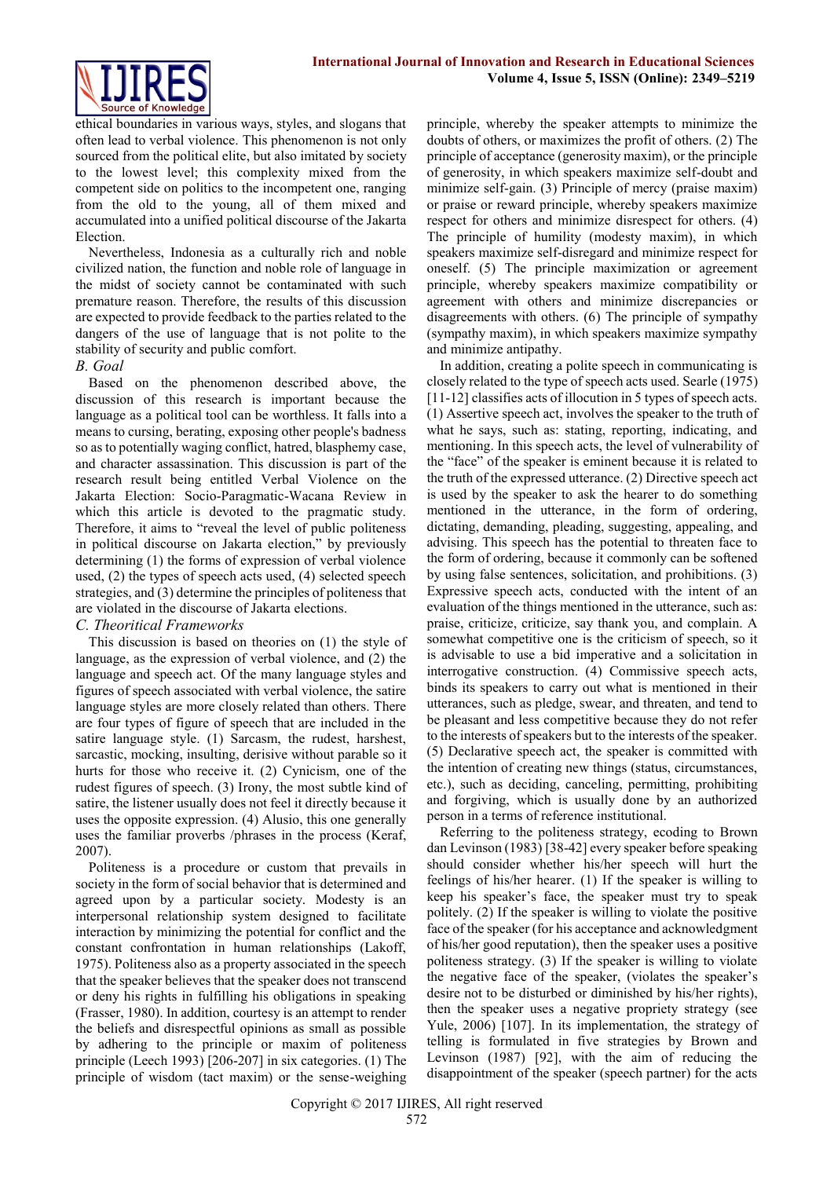ethical boundaries in various ways, styles, and slogans that often lead to verbal violence. This phenomenon is not only sourced from the political elite, but also imitated by society to the lowest level; this complexity mixed from the competent side on politics to the incompetent one, ranging from the old to the young, all of them mixed and accumulated into a unified political discourse of the Jakarta Election.

Nevertheless, Indonesia as a culturally rich and noble civilized nation, the function and noble role of language in the midst of society cannot be contaminated with such premature reason. Therefore, the results of this discussion are expected to provide feedback to the parties related to the dangers of the use of language that is not polite to the stability of security and public comfort.

### *B. Goal*

Based on the phenomenon described above, the discussion of this research is important because the language as a political tool can be worthless. It falls into a means to cursing, berating, exposing other people's badness so as to potentially waging conflict, hatred, blasphemy case, and character assassination. This discussion is part of the research result being entitled Verbal Violence on the Jakarta Election: Socio-Paragmatic-Wacana Review in which this article is devoted to the pragmatic study. Therefore, it aims to "reveal the level of public politeness in political discourse on Jakarta election," by previously determining (1) the forms of expression of verbal violence used, (2) the types of speech acts used, (4) selected speech strategies, and (3) determine the principles of politeness that are violated in the discourse of Jakarta elections.

### *C. Theoritical Frameworks*

This discussion is based on theories on (1) the style of language, as the expression of verbal violence, and (2) the language and speech act. Of the many language styles and figures of speech associated with verbal violence, the satire language styles are more closely related than others. There are four types of figure of speech that are included in the satire language style. (1) Sarcasm, the rudest, harshest, sarcastic, mocking, insulting, derisive without parable so it hurts for those who receive it. (2) Cynicism, one of the rudest figures of speech. (3) Irony, the most subtle kind of satire, the listener usually does not feel it directly because it uses the opposite expression. (4) Alusio, this one generally uses the familiar proverbs /phrases in the process (Keraf, 2007).

Politeness is a procedure or custom that prevails in society in the form of social behavior that is determined and agreed upon by a particular society. Modesty is an interpersonal relationship system designed to facilitate interaction by minimizing the potential for conflict and the constant confrontation in human relationships (Lakoff, 1975). Politeness also as a property associated in the speech that the speaker believes that the speaker does not transcend or deny his rights in fulfilling his obligations in speaking (Frasser, 1980). In addition, courtesy is an attempt to render the beliefs and disrespectful opinions as small as possible by adhering to the principle or maxim of politeness principle (Leech 1993) [206-207] in six categories. (1) The principle of wisdom (tact maxim) or the sense-weighing principle, whereby the speaker attempts to minimize the doubts of others, or maximizes the profit of others. (2) The principle of acceptance (generosity maxim), or the principle of generosity, in which speakers maximize self-doubt and minimize self-gain. (3) Principle of mercy (praise maxim) or praise or reward principle, whereby speakers maximize respect for others and minimize disrespect for others. (4) The principle of humility (modesty maxim), in which speakers maximize self-disregard and minimize respect for oneself. (5) The principle maximization or agreement principle, whereby speakers maximize compatibility or agreement with others and minimize discrepancies or disagreements with others. (6) The principle of sympathy (sympathy maxim), in which speakers maximize sympathy and minimize antipathy.

In addition, creating a polite speech in communicating is closely related to the type of speech acts used. Searle (1975) [11-12] classifies acts of illocution in 5 types of speech acts. (1) Assertive speech act, involves the speaker to the truth of what he says, such as: stating, reporting, indicating, and mentioning. In this speech acts, the level of vulnerability of the "face" of the speaker is eminent because it is related to the truth of the expressed utterance. (2) Directive speech act is used by the speaker to ask the hearer to do something mentioned in the utterance, in the form of ordering, dictating, demanding, pleading, suggesting, appealing, and advising. This speech has the potential to threaten face to the form of ordering, because it commonly can be softened by using false sentences, solicitation, and prohibitions. (3) Expressive speech acts, conducted with the intent of an evaluation of the things mentioned in the utterance, such as: praise, criticize, criticize, say thank you, and complain. A somewhat competitive one is the criticism of speech, so it is advisable to use a bid imperative and a solicitation in interrogative construction. (4) Commissive speech acts, binds its speakers to carry out what is mentioned in their utterances, such as pledge, swear, and threaten, and tend to be pleasant and less competitive because they do not refer to the interests of speakers but to the interests of the speaker. (5) Declarative speech act, the speaker is committed with the intention of creating new things (status, circumstances, etc.), such as deciding, canceling, permitting, prohibiting and forgiving, which is usually done by an authorized person in a terms of reference institutional.

Referring to the politeness strategy, ecoding to Brown dan Levinson (1983) [38-42] every speaker before speaking should consider whether his/her speech will hurt the feelings of his/her hearer. (1) If the speaker is willing to keep his speaker's face, the speaker must try to speak politely. (2) If the speaker is willing to violate the positive face of the speaker (for his acceptance and acknowledgment of his/her good reputation), then the speaker uses a positive politeness strategy. (3) If the speaker is willing to violate the negative face of the speaker, (violates the speaker's desire not to be disturbed or diminished by his/her rights), then the speaker uses a negative propriety strategy (see Yule, 2006) [107]. In its implementation, the strategy of telling is formulated in five strategies by Brown and Levinson (1987) [92], with the aim of reducing the disappointment of the speaker (speech partner) for the acts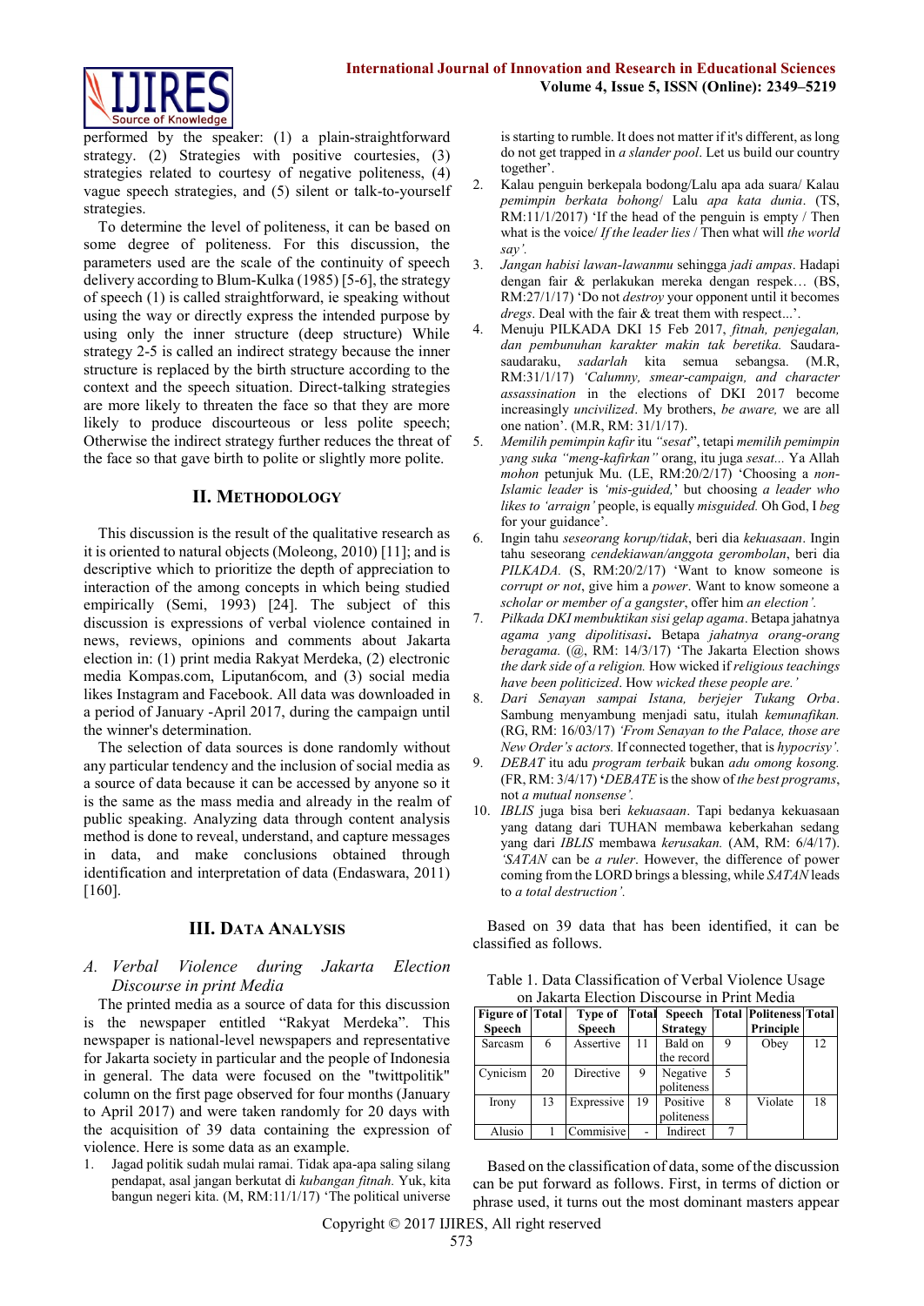performed by the speaker: (1) a plain-straightforward strategy. (2) Strategies with positive courtesies, (3) strategies related to courtesy of negative politeness, (4) vague speech strategies, and (5) silent or talk-to-yourself strategies.

To determine the level of politeness, it can be based on some degree of politeness. For this discussion, the parameters used are the scale of the continuity of speech delivery according to Blum-Kulka (1985) [5-6], the strategy of speech (1) is called straightforward, ie speaking without using the way or directly express the intended purpose by using only the inner structure (deep structure) While strategy 2-5 is called an indirect strategy because the inner structure is replaced by the birth structure according to the context and the speech situation. Direct-talking strategies are more likely to threaten the face so that they are more likely to produce discourteous or less polite speech; Otherwise the indirect strategy further reduces the threat of the face so that gave birth to polite or slightly more polite.

## II. Methodology

This discussion is the result of the qualitative research as it is oriented to natural objects (Moleong, 2010) [11]; and is descriptive which to prioritize the depth of appreciation to interaction of the among concepts in which being studied empirically (Semi, 1993) [24]. The subject of this discussion is expressions of verbal violence contained in news, reviews, opinions and comments about Jakarta election in: (1) print media Rakyat Merdeka, (2) electronic media Kompas.com, Liputan6com, and (3) social media likes Instagram and Facebook. All data was downloaded in a period of January -April 2017, during the campaign until the winner's determination.

The selection of data sources is done randomly without any particular tendency and the inclusion of social media as a source of data because it can be accessed by anyone so it is the same as the mass media and already in the realm of public speaking. Analyzing data through content analysis method is done to reveal, understand, and capture messages in data, and make conclusions obtained through identification and interpretation of data (Endaswara, 2011) [160].

## III. Data Analysis

### *A. Verbal Violence during Jakarta Election Discourse in print Media*

The printed media as a source of data for this discussion is the newspaper entitled "Rakyat Merdeka". This newspaper is national-level newspapers and representative for Jakarta society in particular and the people of Indonesia in general. The data were focused on the "twittpolitik" column on the first page observed for four months (January to April 2017) and were taken randomly for 20 days with the acquisition of 39 data containing the expression of violence. Here is some data as an example.

1. Jagad politik sudah mulai ramai. Tidak apa-apa saling silang pendapat, asal jangan berkutat di *kubangan fitnah.* Yuk, kita bangun negeri kita. (M, RM:11/1/17) 'The political universe is starting to rumble. It does not matter if it's different, as long do not get trapped in *a slander pool*. Let us build our country together'.
2. Kalau penguin berkepala bodong/Lalu apa ada suara/ Kalau *pemimpin berkata bohong*/ Lalu *apa kata dunia*. (TS, RM:11/1/2017) 'If the head of the penguin is empty / Then what is the voice/ *If the leader lies* / Then what will *the world say'.*
3. *Jangan habisi lawan-lawanmu* sehingga *jadi ampas*. Hadapi dengan fair & perlakukan mereka dengan respek… (BS, RM:27/1/17) 'Do not *destroy* your opponent until it becomes *dregs*. Deal with the fair & treat them with respect...'.
4. Menuju PILKADA DKI 15 Feb 2017, *fitnah, penjegalan, dan pembunuhan karakter makin tak beretika.* Saudara-saudaraku, *sadarlah* kita semua sebangsa. (M.R, RM:31/1/17) *'Calumny, smear-campaign, and character assassination* in the elections of DKI 2017 become increasingly *uncivilized*. My brothers, *be aware,* we are all one nation'. (M.R, RM: 31/1/17).
5. *Memilih pemimpin kafir* itu *"sesat"*, tetapi *memilih pemimpin yang suka "meng-kafirkan"* orang, itu juga *sesat...* Ya Allah *mohon* petunjuk Mu. (LE, RM:20/2/17) 'Choosing a *non-Islamic leader* is *'mis-guided,'* but choosing *a leader who likes to 'arraign'* people, is equally *misguided.* Oh God, I *beg* for your guidance'.
6. Ingin tahu *seseorang korup/tidak*, beri dia *kekuasaan*. Ingin tahu seseorang *cendekiawan/anggota gerombolan*, beri dia *PILKADA.* (S, RM:20/2/17) 'Want to know someone is *corrupt or not*, give him a *power*. Want to know someone a *scholar or member of a gangster*, offer him *an election'.*
7. *Pilkada DKI membuktikan sisi gelap agama*. Betapa jahatnya *agama yang dipolitisasi*. Betapa *jahatnya orang-orang beragama.* (@, RM: 14/3/17) 'The Jakarta Election shows *the dark side of a religion.* How wicked if *religious teachings have been politicized*. How *wicked these people are.'*
8. *Dari Senayan sampai Istana, berjejer Tukang Orba*. Sambung menyambung menjadi satu, itulah *kemunafikan.* (RG, RM: 16/03/17) *'From Senayan to the Palace, those are New Order's actors.* If connected together, that is *hypocrisy'.*
9. *DEBAT* itu adu *program terbaik* bukan *adu omong kosong.* (FR, RM: 3/4/17) **'***DEBATE* is the show of *the best programs*, not *a mutual nonsense'.*
10. *IBLIS* juga bisa beri *kekuasaan*. Tapi bedanya kekuasaan yang datang dari TUHAN membawa keberkahan sedang yang dari *IBLIS* membawa *kerusakan.* (AM, RM: 6/4/17). *'SATAN* can be *a ruler*. However, the difference of power coming from the LORD brings a blessing, while *SATAN* leads to *a total destruction'.*

Based on 39 data that has been identified, it can be classified as follows.

Table 1. Data Classification of Verbal Violence Usage on Jakarta Election Discourse in Print Media

| Figure of Speech | Total | Type of Speech | Total | Speech Strategy | Total | Politeness Principle | Total |
|---|---|---|---|---|---|---|---|
| Sarcasm | 6 | Assertive | 11 | Bald on the record | 9 | Obey | 12 |
| Cynicism | 20 | Directive | 9 | Negative politeness | 5 | | |
| Irony | 13 | Expressive | 19 | Positive politeness | 8 | Violate | 18 |
| Alusio | 1 | Commisive | - | Indirect | 7 | | |

Based on the classification of data, some of the discussion can be put forward as follows. First, in terms of diction or phrase used, it turns out the most dominant masters appear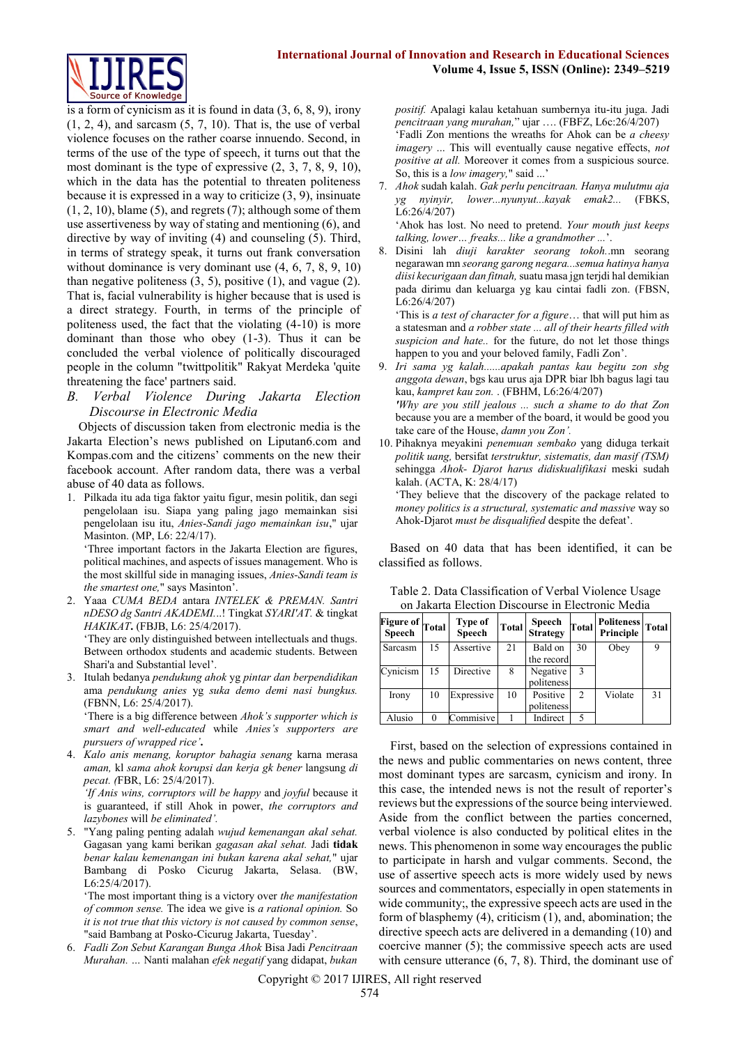is a form of cynicism as it is found in data (3, 6, 8, 9), irony (1, 2, 4), and sarcasm (5, 7, 10). That is, the use of verbal violence focuses on the rather coarse innuendo. Second, in terms of the use of the type of speech, it turns out that the most dominant is the type of expressive (2, 3, 7, 8, 9, 10), which in the data has the potential to threaten politeness because it is expressed in a way to criticize (3, 9), insinuate (1, 2, 10), blame (5), and regrets (7); although some of them use assertiveness by way of stating and mentioning (6), and directive by way of inviting (4) and counseling (5). Third, in terms of strategy speak, it turns out frank conversation without dominance is very dominant use (4, 6, 7, 8, 9, 10) than negative politeness (3, 5), positive (1), and vague (2). That is, facial vulnerability is higher because that is used is a direct strategy. Fourth, in terms of the principle of politeness used, the fact that the violating (4-10) is more dominant than those who obey (1-3). Thus it can be concluded the verbal violence of politically discouraged people in the column "twittpolitik" Rakyat Merdeka 'quite threatening the face' partners said.

## *B. Verbal Violence During Jakarta Election Discourse in Electronic Media*

Objects of discussion taken from electronic media is the Jakarta Election's news published on Liputan6.com and Kompas.com and the citizens' comments on the new their facebook account. After random data, there was a verbal abuse of 40 data as follows.

1. Pilkada itu ada tiga faktor yaitu figur, mesin politik, dan segi pengelolaan isu. Siapa yang paling jago memainkan sisi pengelolaan isu itu, *Anies-Sandi jago memainkan isu*," ujar Masinton. (MP, L6: 22/4/17).
   'Three important factors in the Jakarta Election are figures, political machines, and aspects of issues management. Who is the most skillful side in managing issues, *Anies-Sandi team is the smartest one,*" says Masinton'.
2. Yaaa *CUMA BEDA* antara *INTELEK & PREMAN. Santri nDESO dg Santri AKADEMI...*! Tingkat *SYARI'AT.* & tingkat *HAKIKAT***.** (FBJB, L6: 25/4/2017).
   'They are only distinguished between intellectuals and thugs. Between orthodox students and academic students. Between Shari'a and Substantial level'.
3. Itulah bedanya *pendukung ahok* yg *pintar dan berpendidikan* ama *pendukung anies* yg *suka demo demi nasi bungkus.* (FBNN, L6: 25/4/2017).
   'There is a big difference between *Ahok's supporter which is smart and well-educated* while *Anies's supporters are pursuers of wrapped rice'***.**
4. *Kalo anis menang, koruptor bahagia senang* karna merasa *aman,* kl *sama ahok korupsi dan kerja gk bener* langsung *di pecat. (*FBR, L6: 25/4/2017).
   *'If Anis wins, corruptors will be happy* and *joyful* because it is guaranteed, if still Ahok in power, *the corruptors and lazybones* will *be eliminated'.*
5. "Yang paling penting adalah *wujud kemenangan akal sehat.* Gagasan yang kami berikan *gagasan akal sehat.* Jadi **tidak** *benar kalau kemenangan ini bukan karena akal sehat,*" ujar Bambang di Posko Cicurug Jakarta, Selasa. (BW, L6:25/4/2017).
   'The most important thing is a victory over *the manifestation of common sense.* The idea we give is *a rational opinion.* So *it is not true that this victory is not caused by common sense*, "said Bambang at Posko-Cicurug Jakarta, Tuesday'.
6. *Fadli Zon Sebut Karangan Bunga Ahok* Bisa Jadi *Pencitraan Murahan. ...* Nanti malahan *efek negatif* yang didapat, *bukan positif.* Apalagi kalau ketahuan sumbernya itu-itu juga. Jadi *pencitraan yang murahan,*" ujar …. (FBFZ, L6c:26/4/207)
   'Fadli Zon mentions the wreaths for Ahok can be *a cheesy imagery ...* This will eventually cause negative effects, *not positive at all.* Moreover it comes from a suspicious source. So, this is a *low imagery,*" said ...'
7. *Ahok* sudah kalah. *Gak perlu pencitraan. Hanya mulutmu aja yg nyinyir, lower...nyunyut...kayak emak2...* (FBKS, L6:26/4/207)
   'Ahok has lost. No need to pretend. *Your mouth just keeps talking, lower… freaks... like a grandmother ...*'.
8. Disini lah *diuji karakter seorang tokoh..*mn seorang negarawan mn *seorang garong negara...semua hatinya hanya diisi kecurigaan dan fitnah,* suatu masa jgn terjdi hal demikian pada dirimu dan keluarga yg kau cintai fadli zon. (FBSN, L6:26/4/207)
   'This is *a test of character for a figure*… that will put him as a statesman and *a robber state ... all of their hearts filled with suspicion and hate..* for the future, do not let those things happen to you and your beloved family, Fadli Zon'.
9. *Iri sama yg kalah......apakah pantas kau begitu zon sbg anggota dewan*, bgs kau urus aja DPR biar lbh bagus lagi tau kau, *kampret kau zon.* . (FBHM, L6:26/4/207)
   *'Why are you still jealous ... such a shame to do that Zon* because you are a member of the board, it would be good you take care of the House, *damn you Zon'.*
10. Pihaknya meyakini *penemuan sembako* yang diduga terkait *politik uang,* bersifat *terstruktur, sistematis, dan masif (TSM)* sehingga *Ahok- Djarot harus didiskualifikasi* meski sudah kalah. (ACTA, K: 28/4/17)
    'They believe that the discovery of the package related to *money politics is a structural, systematic and massive* way so Ahok-Djarot *must be disqualified* despite the defeat'.

Based on 40 data that has been identified, it can be classified as follows.

Table 2. Data Classification of Verbal Violence Usage on Jakarta Election Discourse in Electronic Media

| Figure of Speech | Total | Type of Speech | Total | Speech Strategy | Total | Politeness Principle | Total |
|---|---|---|---|---|---|---|---|
| Sarcasm | 15 | Assertive | 21 | Bald on the record | 30 | Obey | 9 |
| Cynicism | 15 | Directive | 8 | Negative politeness | 3 | | |
| Irony | 10 | Expressive | 10 | Positive politeness | 2 | Violate | 31 |
| Alusio | 0 | Commisive | 1 | Indirect | 5 | | |

First, based on the selection of expressions contained in the news and public commentaries on news content, three most dominant types are sarcasm, cynicism and irony. In this case, the intended news is not the result of reporter's reviews but the expressions of the source being interviewed. Aside from the conflict between the parties concerned, verbal violence is also conducted by political elites in the news. This phenomenon in some way encourages the public to participate in harsh and vulgar comments. Second, the use of assertive speech acts is more widely used by news sources and commentators, especially in open statements in wide community;, the expressive speech acts are used in the form of blasphemy (4), criticism (1), and, abomination; the directive speech acts are delivered in a demanding (10) and coercive manner (5); the commissive speech acts are used with censure utterance (6, 7, 8). Third, the dominant use of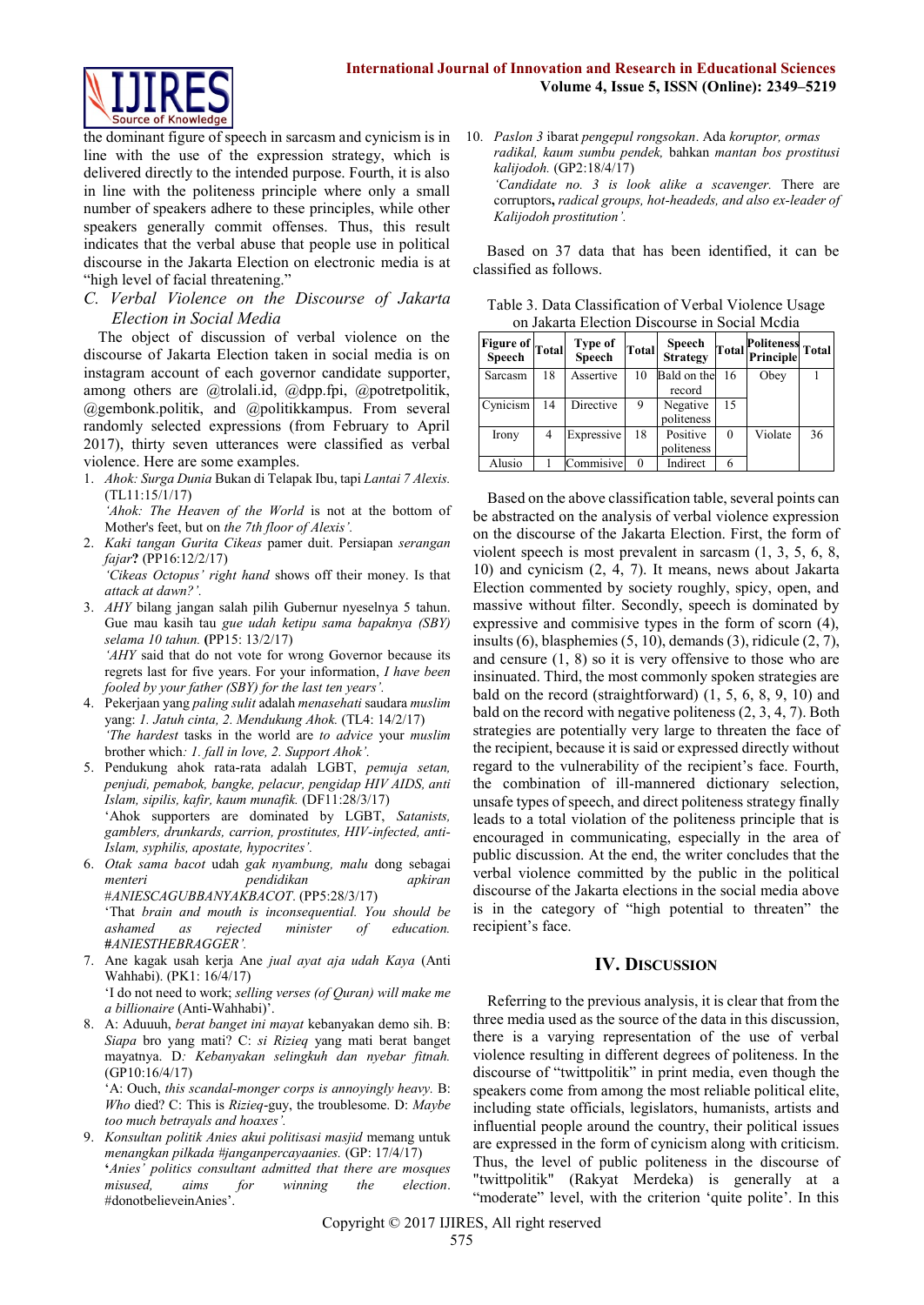the dominant figure of speech in sarcasm and cynicism is in line with the use of the expression strategy, which is delivered directly to the intended purpose. Fourth, it is also in line with the politeness principle where only a small number of speakers adhere to these principles, while other speakers generally commit offenses. Thus, this result indicates that the verbal abuse that people use in political discourse in the Jakarta Election on electronic media is at "high level of facial threatening."

### *C. Verbal Violence on the Discourse of Jakarta Election in Social Media*

The object of discussion of verbal violence on the discourse of Jakarta Election taken in social media is on instagram account of each governor candidate supporter, among others are @tolah.id, @dpp.fpi, @potretpolitik, @gembonk.politik, and @politikkampus. From several randomly selected expressions (from February to April 2017), thirty seven utterances were classified as verbal violence. Here are some examples.

1. *Ahok: Surga Dunia* Bukan di Telapak Ibu, tapi *Lantai 7 Alexis.* (TL11:15/1/17)
   *'Ahok: The Heaven of the World* is not at the bottom of Mother's feet, but on *the 7th floor of Alexis'.*
2. *Kaki tangan Gurita Cikeas* pamer duit. Persiapan *serangan fajar***?** (PP16:12/2/17)
   *'Cikeas Octopus' right hand* shows off their money. Is that *attack at dawn?'.*
3. *AHY* bilang jangan salah pilih Gubernur nyeselnya 5 tahun. Gue mau kasih tau *gue udah ketipu sama bapaknya (SBY) selama 10 tahun.* **(**PP15: 13/2/17)
   *'AHY* said that do not vote for wrong Governor because its regrets last for five years. For your information, *I have been fooled by your father (SBY) for the last ten years'.*
4. Pekerjaan yang *paling sulit* adalah *menasehati* saudara *muslim* yang: *1. Jatuh cinta, 2. Mendukung Ahok.* (TL4: 14/2/17)
   *'The hardest* tasks in the world are *to advice* your *muslim* brother which*: 1. fall in love, 2. Support Ahok'.*
5. Pendukung ahok rata-rata adalah LGBT, *pemuja setan, penjudi, pemabok, bangke, pelacur, pengidap HIV AIDS, anti Islam, sipilis, kafir, kaum munafik.* (DF11:28/3/17)
   'Ahok supporters are dominated by LGBT, *Satanists, gamblers, drunkards, carrion, prostitutes, HIV-infected, anti-Islam, syphilis, apostate, hypocrites'.*
6. *Otak sama bacot* udah *gak nyambung, malu* dong sebagai *menteri pendidikan apkiran #ANIESCAGUBBANYAKBACOT*. (PP5:28/3/17)
   'That *brain and mouth is inconsequential. You should be ashamed as rejected minister of education.* **#***ANIESTHEBRAGGER'.*
7. Ane kagak usah kerja Ane *jual ayat aja udah Kaya* (Anti Wahhabi). (PK1: 16/4/17)
   'I do not need to work; *selling verses (of Quran) will make me a billionaire* (Anti-Wahhabi)'.
8. A: Aduuuh, *berat banget ini mayat* kebanyakan demo sih. B: *Siapa* bro yang mati? C: *si Rizieq* yang mati berat banget mayatnya. D*: Kebanyakan selingkuh dan nyebar fitnah.* (GP10:16/4/17)
   'A: Ouch, *this scandal-monger corps is annoyingly heavy.* B: *Who* died? C: This is *Rizieq*-guy, the troublesome. D: *Maybe too much betrayals and hoaxes'.*
9. *Konsultan politik Anies akui politisasi masjid* memang untuk *menangkan pilkada #janganpercayaanies.* (GP: 17/4/17)
   **'***Anies' politics consultant admitted that there are mosques misused, aims for winning the election*. #donotbelieveinAnies'.
10. *Paslon 3* ibarat *pengepul rongsokan*. Ada *koruptor, ormas radikal, kaum sumbu pendek,* bahkan *mantan bos prostitusi kalijodoh.* (GP2:18/4/17)
    *'Candidate no. 3 is look alike a scavenger.* There are corruptors**,** *radical groups, hot-headeds, and also ex-leader of Kalijodoh prostitution'.*

Based on 37 data that has been identified, it can be classified as follows.

Table 3. Data Classification of Verbal Violence Usage on Jakarta Election Discourse in Social Media

| Figure of Speech | Total | Type of Speech | Total | Speech Strategy | Total | Politeness Principle | Total |
|---|---|---|---|---|---|---|---|
| Sarcasm | 18 | Assertive | 10 | Bald on the record | 16 | Obey | 1 |
| Cynicism | 14 | Directive | 9 | Negative politeness | 15 | | |
| Irony | 4 | Expressive | 18 | Positive politeness | 0 | Violate | 36 |
| Alusio | 1 | Commisive | 0 | Indirect | 6 | | |

Based on the above classification table, several points can be abstracted on the analysis of verbal violence expression on the discourse of the Jakarta Election. First, the form of violent speech is most prevalent in sarcasm (1, 3, 5, 6, 8, 10) and cynicism (2, 4, 7). It means, news about Jakarta Election commented by society roughly, spicy, open, and massive without filter. Secondly, speech is dominated by expressive and commisive types in the form of scorn (4), insults (6), blasphemies (5, 10), demands (3), ridicule (2, 7), and censure (1, 8) so it is very offensive to those who are insinuated. Third, the most commonly spoken strategies are bald on the record (straightforward) (1, 5, 6, 8, 9, 10) and bald on the record with negative politeness (2, 3, 4, 7). Both strategies are potentially very large to threaten the face of the recipient, because it is said or expressed directly without regard to the vulnerability of the recipient's face. Fourth, the combination of ill-mannered dictionary selection, unsafe types of speech, and direct politeness strategy finally leads to a total violation of the politeness principle that is encouraged in communicating, especially in the area of public discussion. At the end, the writer concludes that the verbal violence committed by the public in the political discourse of the Jakarta elections in the social media above is in the category of "high potential to threaten" the recipient's face.

## IV. Discussion

Referring to the previous analysis, it is clear that from the three media used as the source of the data in this discussion, there is a varying representation of the use of verbal violence resulting in different degrees of politeness. In the discourse of "twittpolitik" in print media, even though the speakers come from among the most reliable political elite, including state officials, legislators, humanists, artists and influential people around the country, their political issues are expressed in the form of cynicism along with criticism. Thus, the level of public politeness in the discourse of "twittpolitik" (Rakyat Merdeka) is generally at a "moderate" level, with the criterion 'quite polite'. In this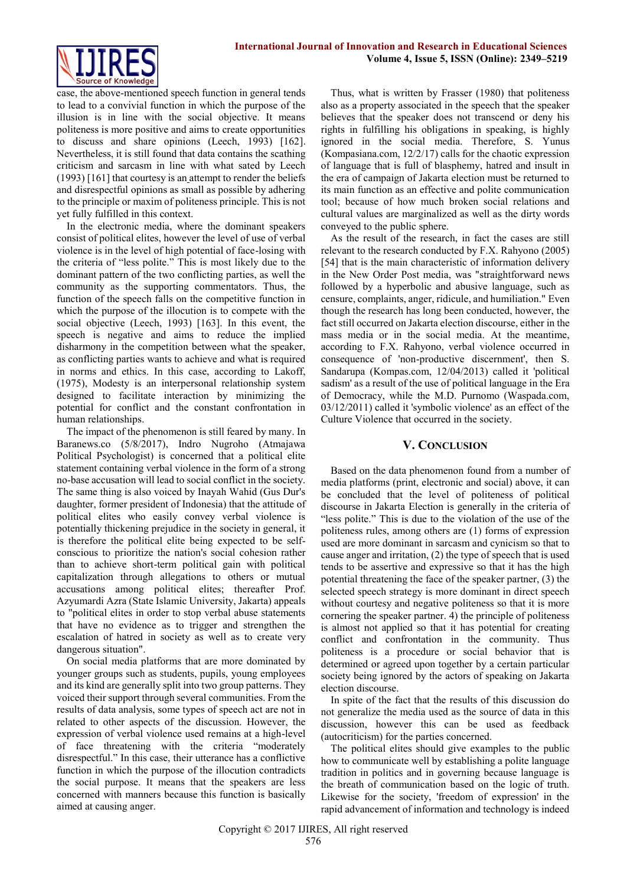case, the above-mentioned speech function in general tends to lead to a convivial function in which the purpose of the illusion is in line with the social objective. It means politeness is more positive and aims to create opportunities to discuss and share opinions (Leech, 1993) [162]. Nevertheless, it is still found that data contains the scathing criticism and sarcasm in line with what sated by Leech (1993) [161] that courtesy is an attempt to render the beliefs and disrespectful opinions as small as possible by adhering to the principle or maxim of politeness principle. This is not yet fully fulfilled in this context.

In the electronic media, where the dominant speakers consist of political elites, however the level of use of verbal violence is in the level of high potential of face-losing with the criteria of "less polite." This is most likely due to the dominant pattern of the two conflicting parties, as well the community as the supporting commentators. Thus, the function of the speech falls on the competitive function in which the purpose of the illocution is to compete with the social objective (Leech, 1993) [163]. In this event, the speech is negative and aims to reduce the implied disharmony in the competition between what the speaker, as conflicting parties wants to achieve and what is required in norms and ethics. In this case, according to Lakoff, (1975), Modesty is an interpersonal relationship system designed to facilitate interaction by minimizing the potential for conflict and the constant confrontation in human relationships.

The impact of the phenomenon is still feared by many. In Baranews.co (5/8/2017), Indro Nugroho (Atmajawa Political Psychologist) is concerned that a political elite statement containing verbal violence in the form of a strong no-base accusation will lead to social conflict in the society. The same thing is also voiced by Inayah Wahid (Gus Dur's daughter, former president of Indonesia) that the attitude of political elites who easily convey verbal violence is potentially thickening prejudice in the society in general, it is therefore the political elite being expected to be self-conscious to prioritize the nation's social cohesion rather than to achieve short-term political gain with political capitalization through allegations to others or mutual accusations among political elites; thereafter Prof. Azyumardi Azra (State Islamic University, Jakarta) appeals to "political elites in order to stop verbal abuse statements that have no evidence as to trigger and strengthen the escalation of hatred in society as well as to create very dangerous situation".

On social media platforms that are more dominated by younger groups such as students, pupils, young employees and its kind are generally split into two group patterns. They voiced their support through several communities. From the results of data analysis, some types of speech act are not in related to other aspects of the discussion. However, the expression of verbal violence used remains at a high-level of face threatening with the criteria "moderately disrespectful." In this case, their utterance has a conflictive function in which the purpose of the illocution contradicts the social purpose. It means that the speakers are less concerned with manners because this function is basically aimed at causing anger.

Thus, what is written by Frasser (1980) that politeness also as a property associated in the speech that the speaker believes that the speaker does not transcend or deny his rights in fulfilling his obligations in speaking, is highly ignored in the social media. Therefore, S. Yunus (Kompasiana.com, 12/2/17) calls for the chaotic expression of language that is full of blasphemy, hatred and insult in the era of campaign of Jakarta election must be returned to its main function as an effective and polite communication tool; because of how much broken social relations and cultural values are marginalized as well as the dirty words conveyed to the public sphere.

As the result of the research, in fact the cases are still relevant to the research conducted by F.X. Rahyono (2005) [54] that is the main characteristic of information delivery in the New Order Post media, was "straightforward news followed by a hyperbolic and abusive language, such as censure, complaints, anger, ridicule, and humiliation." Even though the research has long been conducted, however, the fact still occurred on Jakarta election discourse, either in the mass media or in the social media. At the meantime, according to F.X. Rahyono, verbal violence occurred in consequence of 'non-productive discernment', then S. Sandarupa (Kompas.com, 12/04/2013) called it 'political sadism' as a result of the use of political language in the Era of Democracy, while the M.D. Purnomo (Waspada.com, 03/12/2011) called it 'symbolic violence' as an effect of the Culture Violence that occurred in the society.

## V. Conclusion

Based on the data phenomenon found from a number of media platforms (print, electronic and social) above, it can be concluded that the level of politeness of political discourse in Jakarta Election is generally in the criteria of "less polite." This is due to the violation of the use of the politeness rules, among others are (1) forms of expression used are more dominant in sarcasm and cynicism so that to cause anger and irritation, (2) the type of speech that is used tends to be assertive and expressive so that it has the high potential threatening the face of the speaker partner, (3) the selected speech strategy is more dominant in direct speech without courtesy and negative politeness so that it is more cornering the speaker partner. 4) the principle of politeness is almost not applied so that it has potential for creating conflict and confrontation in the community. Thus politeness is a procedure or social behavior that is determined or agreed upon together by a certain particular society being ignored by the actors of speaking on Jakarta election discourse.

In spite of the fact that the results of this discussion do not generalize the media used as the source of data in this discussion, however this can be used as feedback (autocriticism) for the parties concerned.

The political elites should give examples to the public how to communicate well by establishing a polite language tradition in politics and in governing because language is the breath of communication based on the logic of truth. Likewise for the society, 'freedom of expression' in the rapid advancement of information and technology is indeed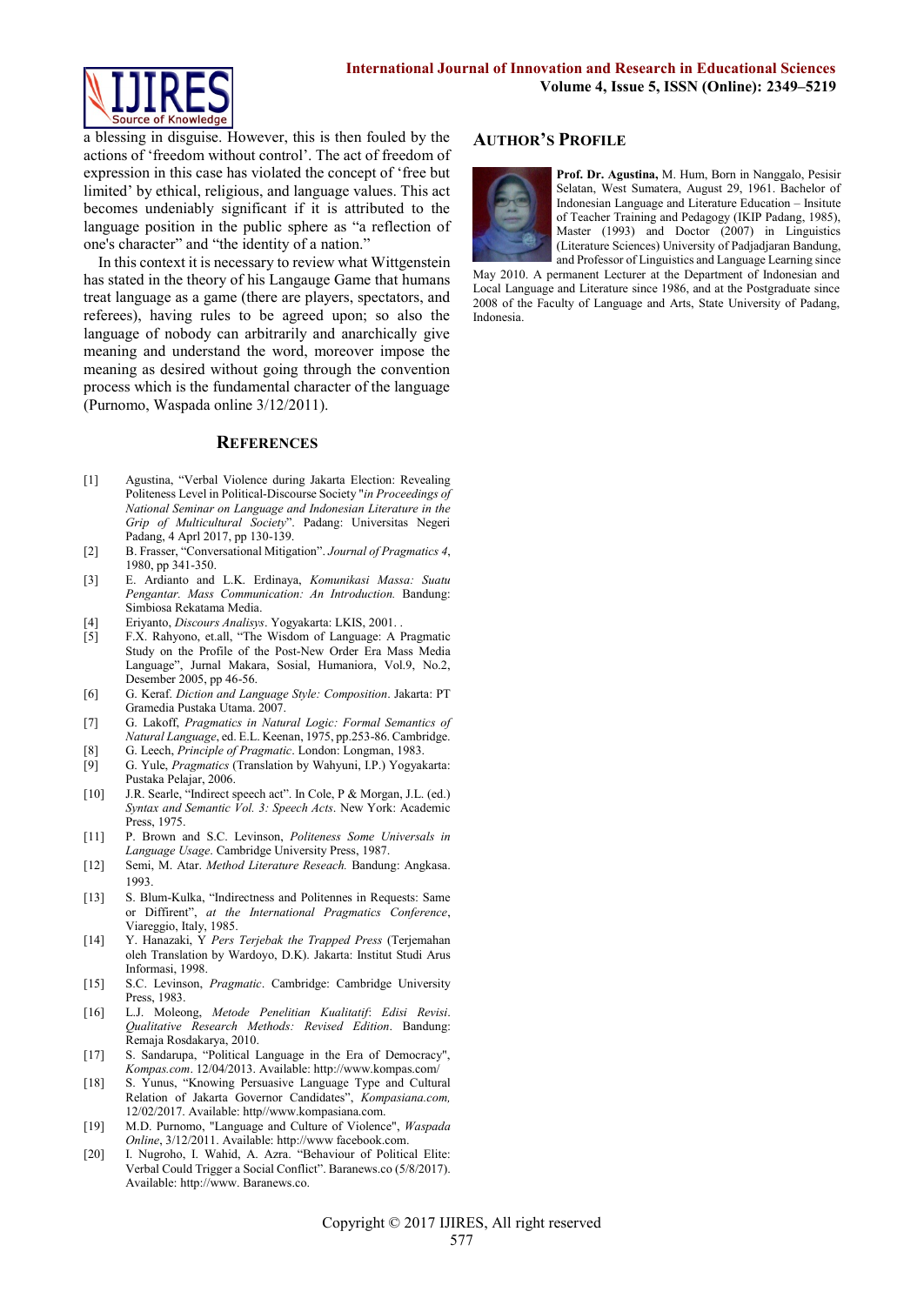a blessing in disguise. However, this is then fouled by the actions of 'freedom without control'. The act of freedom of expression in this case has violated the concept of 'free but limited' by ethical, religious, and language values. This act becomes undeniably significant if it is attributed to the language position in the public sphere as "a reflection of one's character" and "the identity of a nation."

In this context it is necessary to review what Wittgenstein has stated in the theory of his Langauge Game that humans treat language as a game (there are players, spectators, and referees), having rules to be agreed upon; so also the language of nobody can arbitrarily and anarchically give meaning and understand the word, moreover impose the meaning as desired without going through the convention process which is the fundamental character of the language (Purnomo, Waspada online 3/12/2011).

## References

[1] Agustina, "Verbal Violence during Jakarta Election: Revealing Politeness Level in Political-Discourse Society "*in Proceedings of National Seminar on Language and Indonesian Literature in the Grip of Multicultural Society*". Padang: Universitas Negeri Padang, 4 Aprl 2017, pp 130-139.

[2] B. Frasser, "Conversational Mitigation". *Journal of Pragmatics 4*, 1980, pp 341-350.

[3] E. Ardianto and L.K. Erdinaya, *Komunikasi Massa: Suatu Pengantar. Mass Communication: An Introduction.* Bandung: Simbiosa Rekatama Media.

[4] Eriyanto, *Discours Analisys*. Yogyakarta: LKIS, 2001. .

[5] F.X. Rahyono, et.all, "The Wisdom of Language: A Pragmatic Study on the Profile of the Post-New Order Era Mass Media Language", Jurnal Makara, Sosial, Humaniora, Vol.9, No.2, Desember 2005, pp 46-56.

[6] G. Keraf. *Diction and Language Style: Composition*. Jakarta: PT Gramedia Pustaka Utama. 2007.

[7] G. Lakoff, *Pragmatics in Natural Logic: Formal Semantics of Natural Language*, ed. E.L. Keenan, 1975, pp.253-86. Cambridge.

[8] G. Leech, *Principle of Pragmatic*. London: Longman, 1983.

[9] G. Yule, *Pragmatics* (Translation by Wahyuni, I.P.) Yogyakarta: Pustaka Pelajar, 2006.

[10] J.R. Searle, "Indirect speech act". In Cole, P & Morgan, J.L. (ed.) *Syntax and Semantic Vol. 3: Speech Acts*. New York: Academic Press, 1975.

[11] P. Brown and S.C. Levinson, *Politeness Some Universals in Language Usage*. Cambridge University Press, 1987.

[12] Semi, M. Atar. *Method Literature Reseach.* Bandung: Angkasa. 1993.

[13] S. Blum-Kulka, "Indirectness and Politennes in Requests: Same or Diffirent", *at the International Pragmatics Conference*, Viareggio, Italy, 1985.

[14] Y. Hanazaki, Y *Pers Terjebak the Trapped Press* (Terjemahan oleh Translation by Wardoyo, D.K). Jakarta: Institut Studi Arus Informasi, 1998.

[15] S.C. Levinson, *Pragmatic*. Cambridge: Cambridge University Press, 1983.

[16] L.J. Moleong, *Metode Penelitian Kualitatif*: *Edisi Revisi*. *Qualitative Research Methods: Revised Edition*. Bandung: Remaja Rosdakarya, 2010.

[17] S. Sandarupa, "Political Language in the Era of Democracy", *Kompas.com*. 12/04/2013. Available: http://www.kompas.com/

[18] S. Yunus, "Knowing Persuasive Language Type and Cultural Relation of Jakarta Governor Candidates", *Kompasiana.com,* 12/02/2017. Available: http//www.kompasiana.com.

[19] M.D. Purnomo, "Language and Culture of Violence", *Waspada Online*, 3/12/2011. Available: http://www facebook.com.

[20] I. Nugroho, I. Wahid, A. Azra. "Behaviour of Political Elite: Verbal Could Trigger a Social Conflict". Baranews.co (5/8/2017). Available: http://www. Baranews.co.

## Author's Profile

**Prof. Dr. Agustina,** M. Hum, Born in Nanggalo, Pesisir Selatan, West Sumatera, August 29, 1961. Bachelor of Indonesian Language and Literature Education – Insitute of Teacher Training and Pedagogy (IKIP Padang, 1985), Master (1993) and Doctor (2007) in Linguistics (Literature Sciences) University of Padjadjaran Bandung, and Professor of Linguistics and Language Learning since May 2010. A permanent Lecturer at the Department of Indonesian and Local Language and Literature since 1986, and at the Postgraduate since 2008 of the Faculty of Language and Arts, State University of Padang, Indonesia.